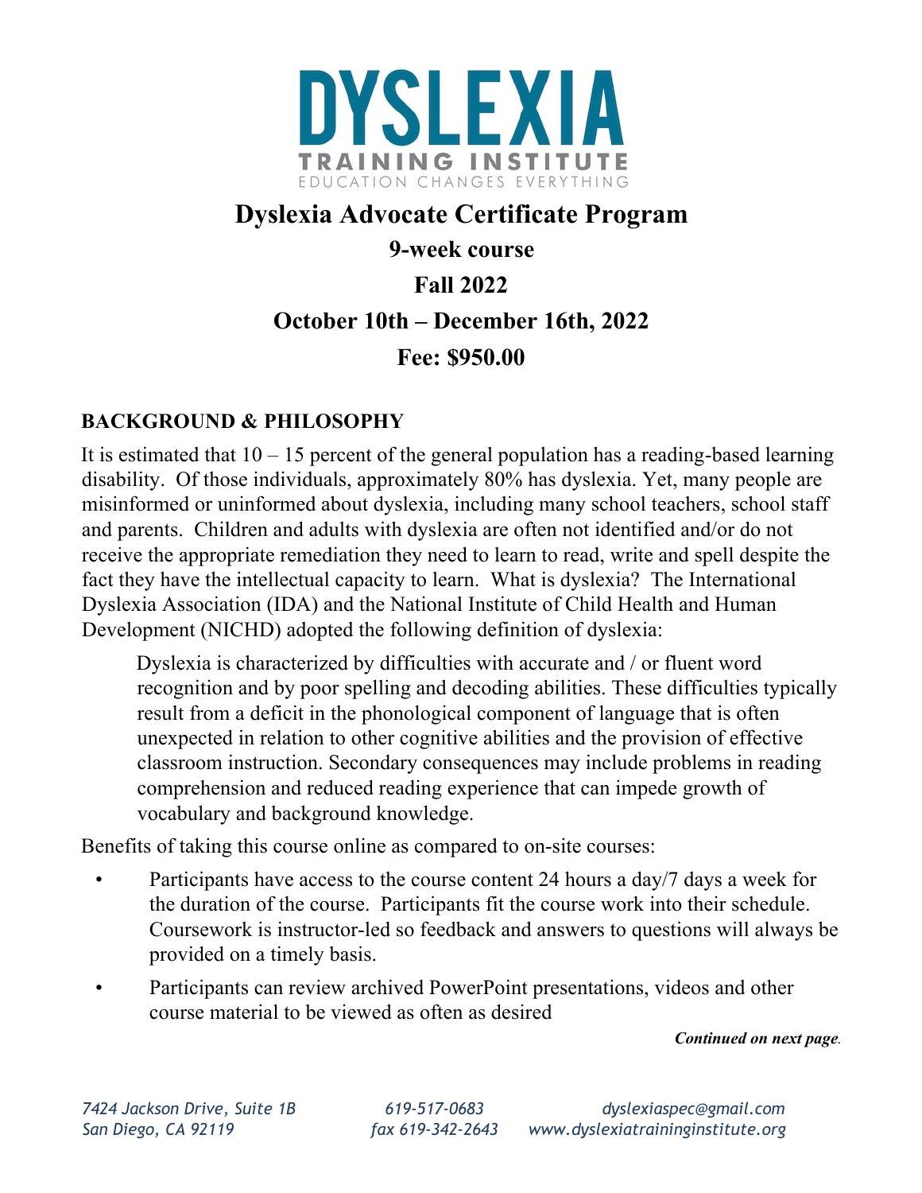# DYSLEXIA

TRAINING INSTITUTE

EDUCATION CHANGES EVERYTHING

## Dyslexia Advocate Certificate Program

### 9-week course

### Fall 2022

### October 10th – December 16th, 2022

### Fee: $950.00

**BACKGROUND & PHILOSOPHY**

It is estimated that 10 – 15 percent of the general population has a reading-based learning disability. Of those individuals, approximately 80% has dyslexia. Yet, many people are misinformed or uninformed about dyslexia, including many school teachers, school staff and parents. Children and adults with dyslexia are often not identified and/or do not receive the appropriate remediation they need to learn to read, write and spell despite the fact they have the intellectual capacity to learn. What is dyslexia? The International Dyslexia Association (IDA) and the National Institute of Child Health and Human Development (NICHD) adopted the following definition of dyslexia:

> Dyslexia is characterized by difficulties with accurate and / or fluent word recognition and by poor spelling and decoding abilities. These difficulties typically result from a deficit in the phonological component of language that is often unexpected in relation to other cognitive abilities and the provision of effective classroom instruction. Secondary consequences may include problems in reading comprehension and reduced reading experience that can impede growth of vocabulary and background knowledge.

Benefits of taking this course online as compared to on-site courses:

- Participants have access to the course content 24 hours a day/7 days a week for the duration of the course. Participants fit the course work into their schedule. Coursework is instructor-led so feedback and answers to questions will always be provided on a timely basis.
- Participants can review archived PowerPoint presentations, videos and other course material to be viewed as often as desired

***Continued on next page.***

*7424 Jackson Drive, Suite 1B*
*San Diego, CA 92119*

*619-517-0683*
*fax 619-342-2643*

*dyslexiaspec@gmail.com*
*www.dyslexiatraininginstitute.org*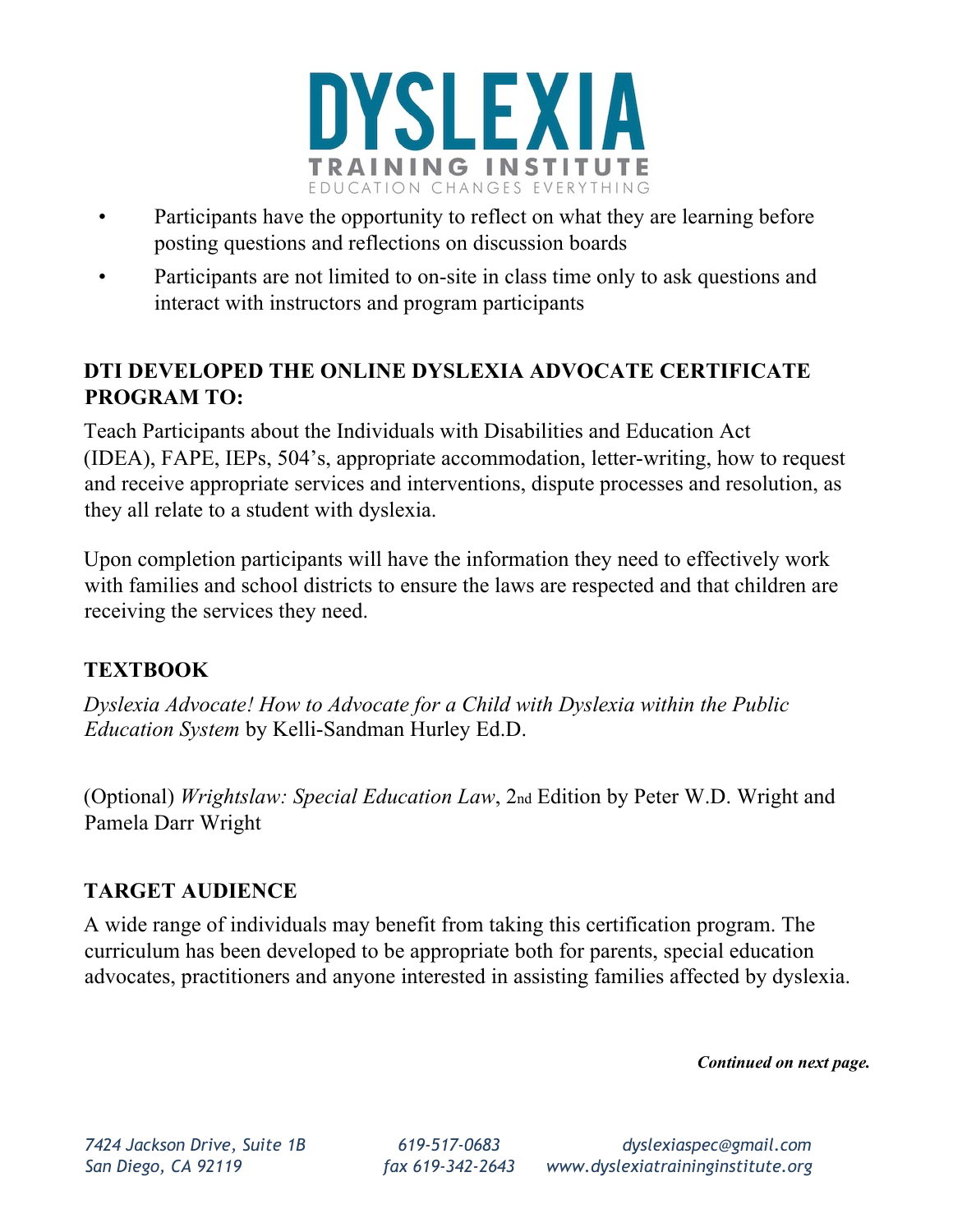- Participants have the opportunity to reflect on what they are learning before posting questions and reflections on discussion boards
- Participants are not limited to on-site in class time only to ask questions and interact with instructors and program participants

## DTI DEVELOPED THE ONLINE DYSLEXIA ADVOCATE CERTIFICATE PROGRAM TO:

Teach Participants about the Individuals with Disabilities and Education Act (IDEA), FAPE, IEPs, 504's, appropriate accommodation, letter-writing, how to request and receive appropriate services and interventions, dispute processes and resolution, as they all relate to a student with dyslexia.

Upon completion participants will have the information they need to effectively work with families and school districts to ensure the laws are respected and that children are receiving the services they need.

## TEXTBOOK

*Dyslexia Advocate! How to Advocate for a Child with Dyslexia within the Public Education System* by Kelli-Sandman Hurley Ed.D.

(Optional) *Wrightslaw: Special Education Law*, 2nd Edition by Peter W.D. Wright and Pamela Darr Wright

## TARGET AUDIENCE

A wide range of individuals may benefit from taking this certification program. The curriculum has been developed to be appropriate both for parents, special education advocates, practitioners and anyone interested in assisting families affected by dyslexia.

***Continued on next page.***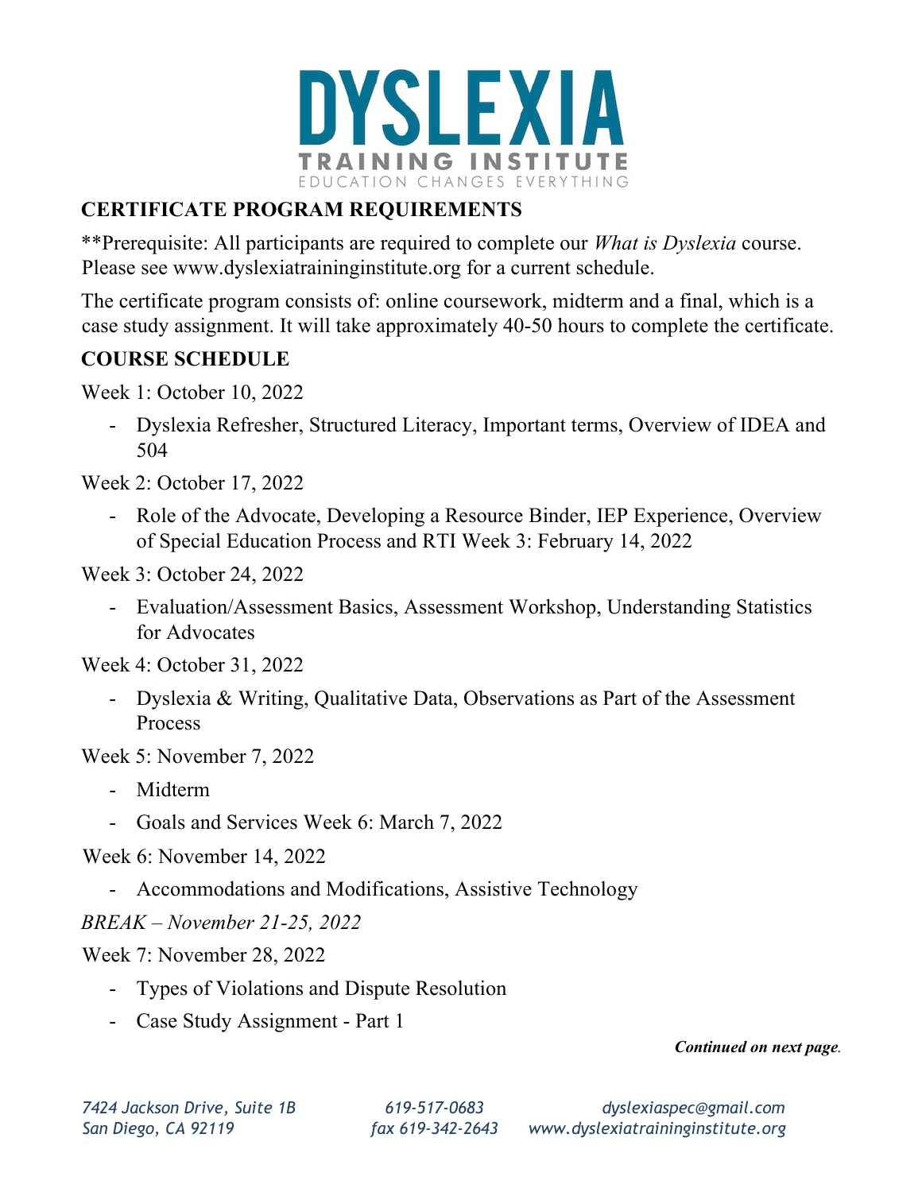# DYSLEXIA TRAINING INSTITUTE

EDUCATION CHANGES EVERYTHING

## CERTIFICATE PROGRAM REQUIREMENTS

**Prerequisite: All participants are required to complete our *What is Dyslexia* course. Please see www.dyslexiatraininginstitute.org for a current schedule.

The certificate program consists of: online coursework, midterm and a final, which is a case study assignment. It will take approximately 40-50 hours to complete the certificate.

## COURSE SCHEDULE

Week 1: October 10, 2022

- Dyslexia Refresher, Structured Literacy, Important terms, Overview of IDEA and 504

Week 2: October 17, 2022

- Role of the Advocate, Developing a Resource Binder, IEP Experience, Overview of Special Education Process and RTI Week 3: February 14, 2022

Week 3: October 24, 2022

- Evaluation/Assessment Basics, Assessment Workshop, Understanding Statistics for Advocates

Week 4: October 31, 2022

- Dyslexia & Writing, Qualitative Data, Observations as Part of the Assessment Process

Week 5: November 7, 2022

- Midterm
- Goals and Services Week 6: March 7, 2022

Week 6: November 14, 2022

- Accommodations and Modifications, Assistive Technology

*BREAK – November 21-25, 2022*

Week 7: November 28, 2022

- Types of Violations and Dispute Resolution
- Case Study Assignment - Part 1

***Continued on next page.***

*7424 Jackson Drive, Suite 1B*
*San Diego, CA 92119*

*619-517-0683*
*fax 619-342-2643*

*dyslexiaspec@gmail.com*
*www.dyslexiatraininginstitute.org*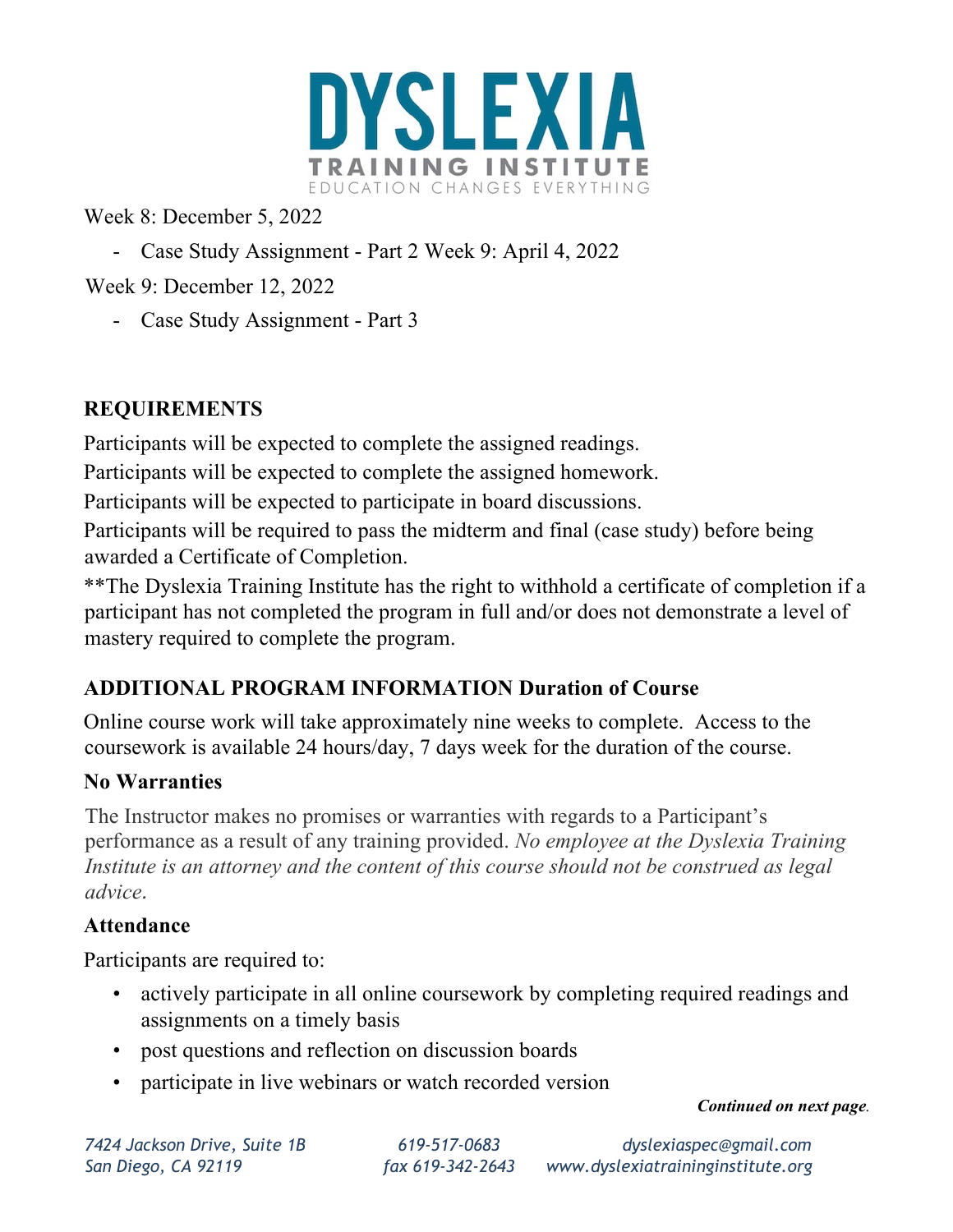Week 8: December 5, 2022

- Case Study Assignment - Part 2 Week 9: April 4, 2022

Week 9: December 12, 2022

- Case Study Assignment - Part 3

## REQUIREMENTS

Participants will be expected to complete the assigned readings.

Participants will be expected to complete the assigned homework.

Participants will be expected to participate in board discussions.

Participants will be required to pass the midterm and final (case study) before being awarded a Certificate of Completion.

**The Dyslexia Training Institute has the right to withhold a certificate of completion if a participant has not completed the program in full and/or does not demonstrate a level of mastery required to complete the program.

## ADDITIONAL PROGRAM INFORMATION Duration of Course

Online course work will take approximately nine weeks to complete. Access to the coursework is available 24 hours/day, 7 days week for the duration of the course.

### No Warranties

The Instructor makes no promises or warranties with regards to a Participant's performance as a result of any training provided. *No employee at the Dyslexia Training Institute is an attorney and the content of this course should not be construed as legal advice*.

### Attendance

Participants are required to:

- actively participate in all online coursework by completing required readings and assignments on a timely basis
- post questions and reflection on discussion boards
- participate in live webinars or watch recorded version

***Continued on next page.***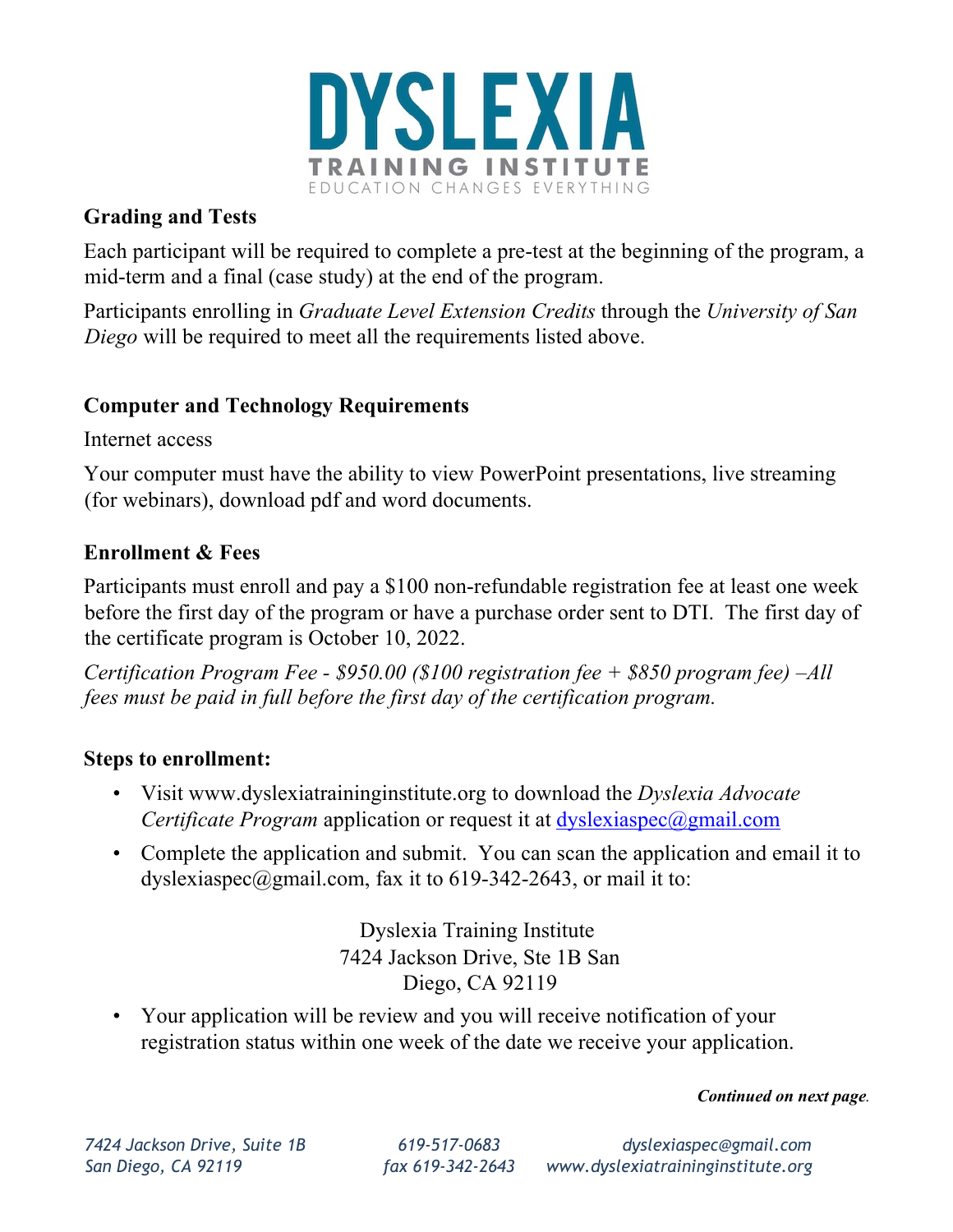## Grading and Tests

Each participant will be required to complete a pre-test at the beginning of the program, a mid-term and a final (case study) at the end of the program.

Participants enrolling in *Graduate Level Extension Credits* through the *University of San Diego* will be required to meet all the requirements listed above.

## Computer and Technology Requirements

Internet access

Your computer must have the ability to view PowerPoint presentations, live streaming (for webinars), download pdf and word documents.

## Enrollment & Fees

Participants must enroll and pay a $100 non-refundable registration fee at least one week before the first day of the program or have a purchase order sent to DTI. The first day of the certificate program is October 10, 2022.

*Certification Program Fee - $950.00 ($100 registration fee + $850 program fee) –All fees must be paid in full before the first day of the certification program.*

## Steps to enrollment:

- Visit www.dyslexiatraininginstitute.org to download the *Dyslexia Advocate Certificate Program* application or request it at dyslexiaspec@gmail.com
- Complete the application and submit. You can scan the application and email it to dyslexiaspec@gmail.com, fax it to 619-342-2643, or mail it to:

  Dyslexia Training Institute
  7424 Jackson Drive, Ste 1B San
  Diego, CA 92119

- Your application will be review and you will receive notification of your registration status within one week of the date we receive your application.

***Continued on next page.***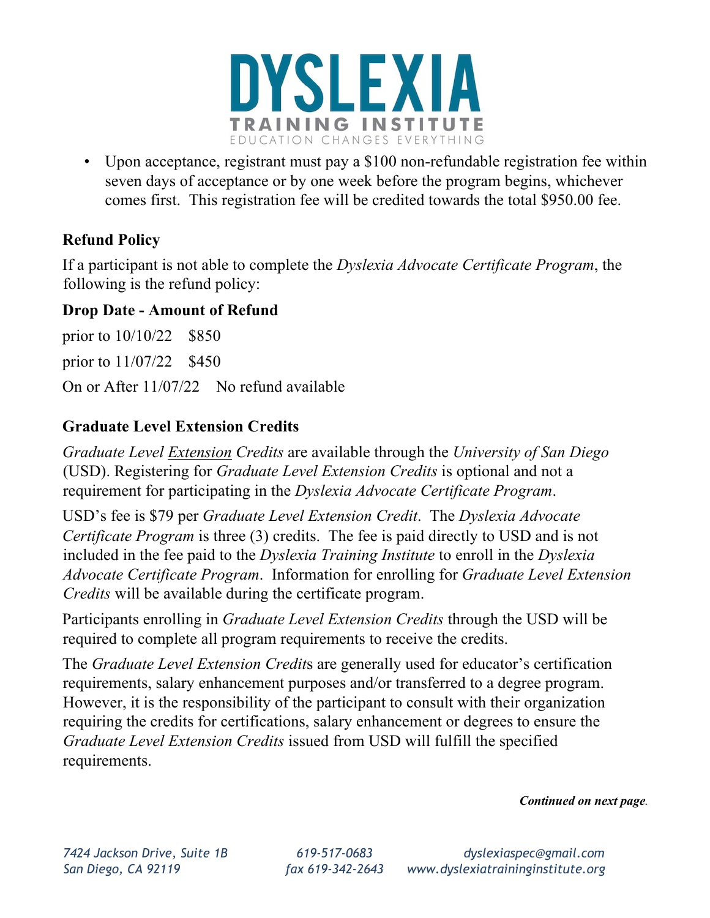- Upon acceptance, registrant must pay a $100 non-refundable registration fee within seven days of acceptance or by one week before the program begins, whichever comes first. This registration fee will be credited towards the total $950.00 fee.

**Refund Policy**

If a participant is not able to complete the *Dyslexia Advocate Certificate Program*, the following is the refund policy:

**Drop Date - Amount of Refund**

prior to 10/10/22 $850

prior to 11/07/22 $450

On or After 11/07/22 No refund available

**Graduate Level Extension Credits**

*Graduate Level Extension Credits* are available through the *University of San Diego* (USD). Registering for *Graduate Level Extension Credits* is optional and not a requirement for participating in the *Dyslexia Advocate Certificate Program*.

USD's fee is $79 per *Graduate Level Extension Credit*. The *Dyslexia Advocate Certificate Program* is three (3) credits. The fee is paid directly to USD and is not included in the fee paid to the *Dyslexia Training Institute* to enroll in the *Dyslexia Advocate Certificate Program*. Information for enrolling for *Graduate Level Extension Credits* will be available during the certificate program.

Participants enrolling in *Graduate Level Extension Credits* through the USD will be required to complete all program requirements to receive the credits.

The *Graduate Level Extension Credits* are generally used for educator's certification requirements, salary enhancement purposes and/or transferred to a degree program. However, it is the responsibility of the participant to consult with their organization requiring the credits for certifications, salary enhancement or degrees to ensure the *Graduate Level Extension Credits* issued from USD will fulfill the specified requirements.

***Continued on next page.***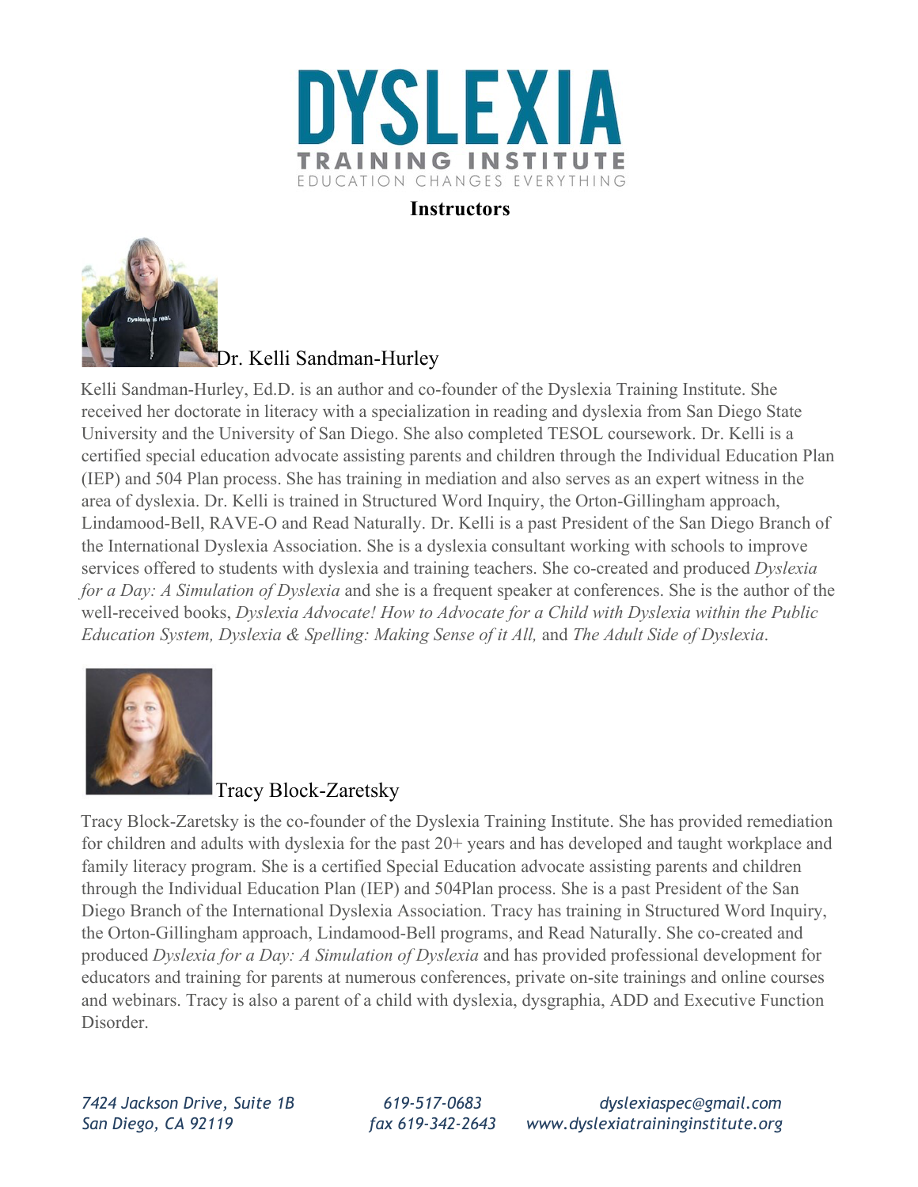# DYSLEXIA

TRAINING INSTITUTE

EDUCATION CHANGES EVERYTHING

**Instructors**

## Dr. Kelli Sandman-Hurley

Kelli Sandman-Hurley, Ed.D. is an author and co-founder of the Dyslexia Training Institute. She received her doctorate in literacy with a specialization in reading and dyslexia from San Diego State University and the University of San Diego. She also completed TESOL coursework. Dr. Kelli is a certified special education advocate assisting parents and children through the Individual Education Plan (IEP) and 504 Plan process. She has training in mediation and also serves as an expert witness in the area of dyslexia. Dr. Kelli is trained in Structured Word Inquiry, the Orton-Gillingham approach, Lindamood-Bell, RAVE-O and Read Naturally. Dr. Kelli is a past President of the San Diego Branch of the International Dyslexia Association. She is a dyslexia consultant working with schools to improve services offered to students with dyslexia and training teachers. She co-created and produced *Dyslexia for a Day: A Simulation of Dyslexia* and she is a frequent speaker at conferences. She is the author of the well-received books, *Dyslexia Advocate! How to Advocate for a Child with Dyslexia within the Public Education System, Dyslexia & Spelling: Making Sense of it All,* and *The Adult Side of Dyslexia*.

## Tracy Block-Zaretsky

Tracy Block-Zaretsky is the co-founder of the Dyslexia Training Institute. She has provided remediation for children and adults with dyslexia for the past 20+ years and has developed and taught workplace and family literacy program. She is a certified Special Education advocate assisting parents and children through the Individual Education Plan (IEP) and 504Plan process. She is a past President of the San Diego Branch of the International Dyslexia Association. Tracy has training in Structured Word Inquiry, the Orton-Gillingham approach, Lindamood-Bell programs, and Read Naturally. She co-created and produced *Dyslexia for a Day: A Simulation of Dyslexia* and has provided professional development for educators and training for parents at numerous conferences, private on-site trainings and online courses and webinars. Tracy is also a parent of a child with dyslexia, dysgraphia, ADD and Executive Function Disorder.

*7424 Jackson Drive, Suite 1B*
*San Diego, CA 92119*

*619-517-0683*
*fax 619-342-2643*

*dyslexiaspec@gmail.com*
*www.dyslexiatraininginstitute.org*